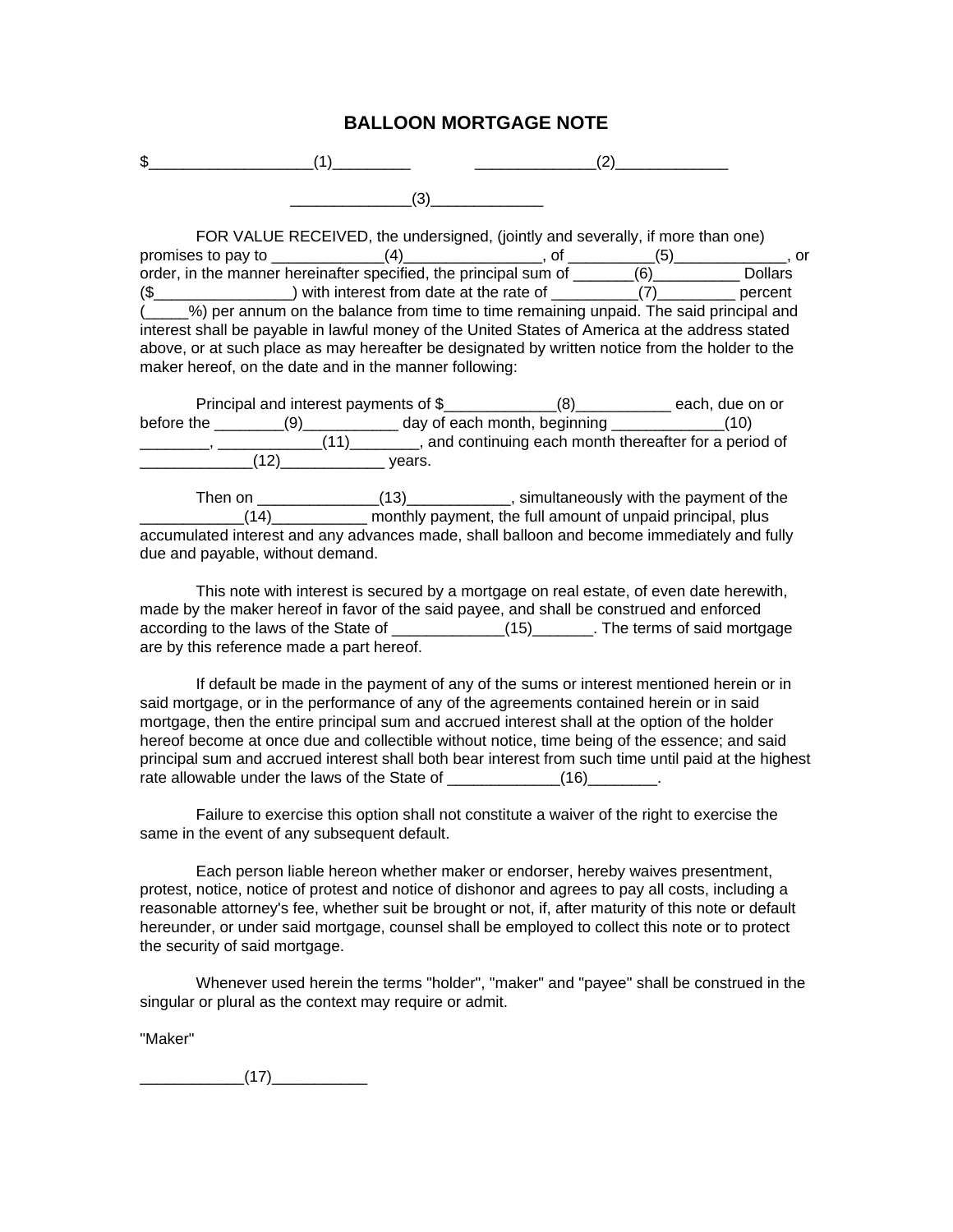# BALLOON MORTGAGE NOTE

$___________________(1)_________ ______________(2)_____________

______________(3)_____________

FOR VALUE RECEIVED, the undersigned, (jointly and severally, if more than one) promises to pay to _____________(4)________________, of __________(5)_____________, or order, in the manner hereinafter specified, the principal sum of _______(6)__________ Dollars ($________________) with interest from date at the rate of __________(7)_________ percent (_____%) per annum on the balance from time to time remaining unpaid. The said principal and interest shall be payable in lawful money of the United States of America at the address stated above, or at such place as may hereafter be designated by written notice from the holder to the maker hereof, on the date and in the manner following:

Principal and interest payments of $_____________(8)___________ each, due on or before the ________(9)___________ day of each month, beginning _____________(10) ________, ____________(11)________, and continuing each month thereafter for a period of _____________(12)____________ years.

Then on ______________(13)____________, simultaneously with the payment of the ____________(14)___________ monthly payment, the full amount of unpaid principal, plus accumulated interest and any advances made, shall balloon and become immediately and fully due and payable, without demand.

This note with interest is secured by a mortgage on real estate, of even date herewith, made by the maker hereof in favor of the said payee, and shall be construed and enforced according to the laws of the State of _____________(15)_______. The terms of said mortgage are by this reference made a part hereof.

If default be made in the payment of any of the sums or interest mentioned herein or in said mortgage, or in the performance of any of the agreements contained herein or in said mortgage, then the entire principal sum and accrued interest shall at the option of the holder hereof become at once due and collectible without notice, time being of the essence; and said principal sum and accrued interest shall both bear interest from such time until paid at the highest rate allowable under the laws of the State of _____________(16)________.

Failure to exercise this option shall not constitute a waiver of the right to exercise the same in the event of any subsequent default.

Each person liable hereon whether maker or endorser, hereby waives presentment, protest, notice, notice of protest and notice of dishonor and agrees to pay all costs, including a reasonable attorney's fee, whether suit be brought or not, if, after maturity of this note or default hereunder, or under said mortgage, counsel shall be employed to collect this note or to protect the security of said mortgage.

Whenever used herein the terms "holder", "maker" and "payee" shall be construed in the singular or plural as the context may require or admit.

"Maker"

____________(17)___________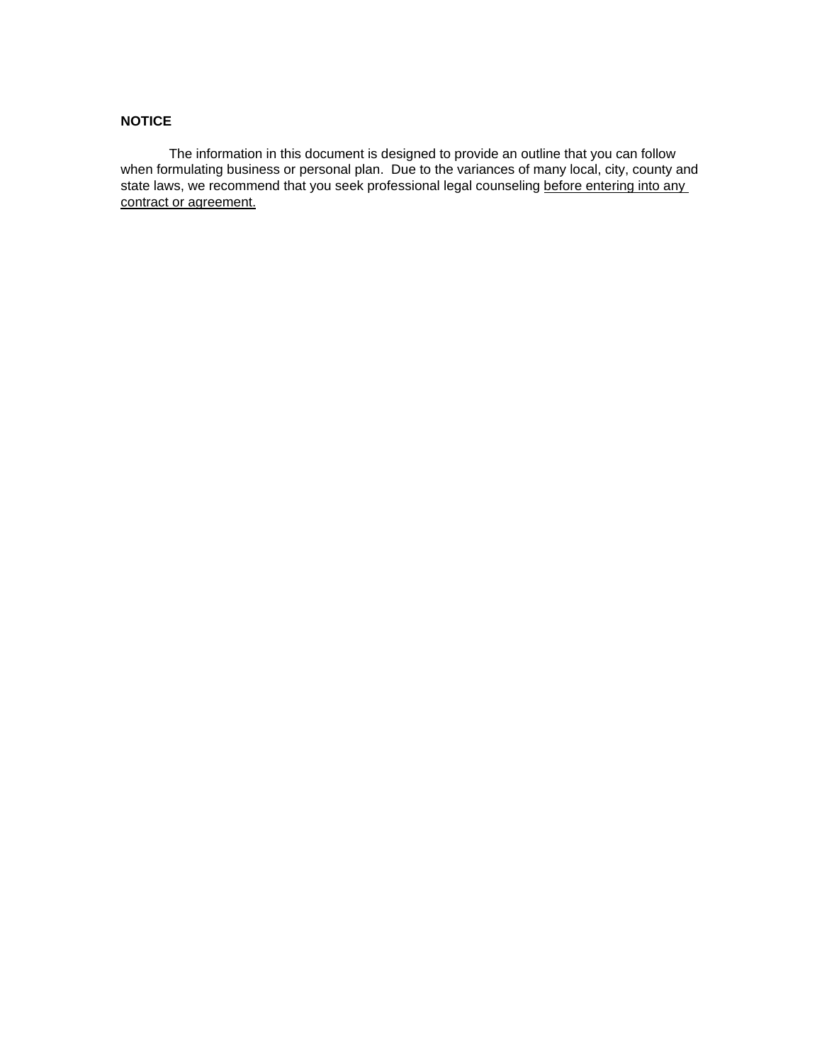**NOTICE**

The information in this document is designed to provide an outline that you can follow when formulating business or personal plan.  Due to the variances of many local, city, county and state laws, we recommend that you seek professional legal counseling <u>before entering into any contract or agreement.</u>